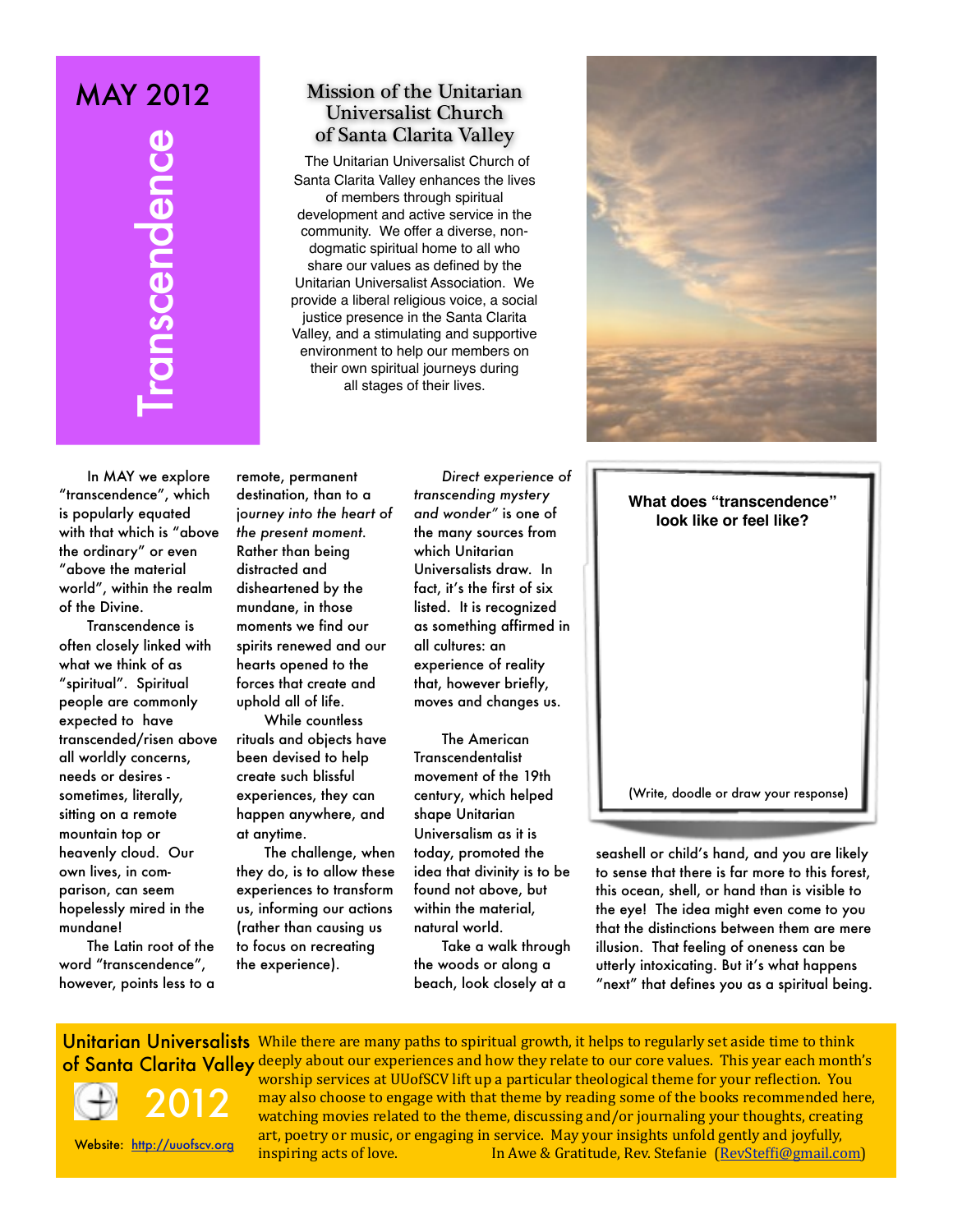# MAY 2012

# Transcendence

## Mission of the Unitarian Universalist Church of Santa Clarita Valley

The Unitarian Universalist Church of Santa Clarita Valley enhances the lives of members through spiritual development and active service in the community. We offer a diverse, non-dogmatic spiritual home to all who share our values as defined by the Unitarian Universalist Association. We provide a liberal religious voice, a social justice presence in the Santa Clarita Valley, and a stimulating and supportive environment to help our members on their own spiritual journeys during all stages of their lives.

In MAY we explore "transcendence", which is popularly equated with that which is "above the ordinary" or even "above the material world", within the realm of the Divine.

Transcendence is often closely linked with what we think of as "spiritual". Spiritual people are commonly expected to have transcended/risen above all worldly concerns, needs or desires - sometimes, literally, sitting on a remote mountain top or heavenly cloud. Our own lives, in comparison, can seem hopelessly mired in the mundane!

The Latin root of the word "transcendence", however, points less to a remote, permanent destination, than to a *journey into the heart of the present moment.* Rather than being distracted and disheartened by the mundane, in those moments we find our spirits renewed and our hearts opened to the forces that create and uphold all of life.

While countless rituals and objects have been devised to help create such blissful experiences, they can happen anywhere, and at anytime.

The challenge, when they do, is to allow these experiences to transform us, informing our actions (rather than causing us to focus on recreating the experience).

*Direct experience of transcending mystery and wonder"* is one of the many sources from which Unitarian Universalists draw. In fact, it's the first of six listed. It is recognized as something affirmed in all cultures: an experience of reality that, however briefly, moves and changes us.

The American Transcendentalist movement of the 19th century, which helped shape Unitarian Universalism as it is today, promoted the idea that divinity is to be found not above, but within the material, natural world.

Take a walk through the woods or along a beach, look closely at a seashell or child's hand, and you are likely to sense that there is far more to this forest, this ocean, shell, or hand than is visible to the eye! The idea might even come to you that the distinctions between them are mere illusion. That feeling of oneness can be utterly intoxicating. But it's what happens "next" that defines you as a spiritual being.

**What does "transcendence" look like or feel like?**

(Write, doodle or draw your response)

**Unitarian Universalists of Santa Clarita Valley 2012**

Website: http://uuofscv.org

While there are many paths to spiritual growth, it helps to regularly set aside time to think deeply about our experiences and how they relate to our core values. This year each month's worship services at UUofSCV lift up a particular theological theme for your reflection. You may also choose to engage with that theme by reading some of the books recommended here, watching movies related to the theme, discussing and/or journaling your thoughts, creating art, poetry or music, or engaging in service. May your insights unfold gently and joyfully, inspiring acts of love. In Awe & Gratitude, Rev. Stefanie (RevSteffi@gmail.com)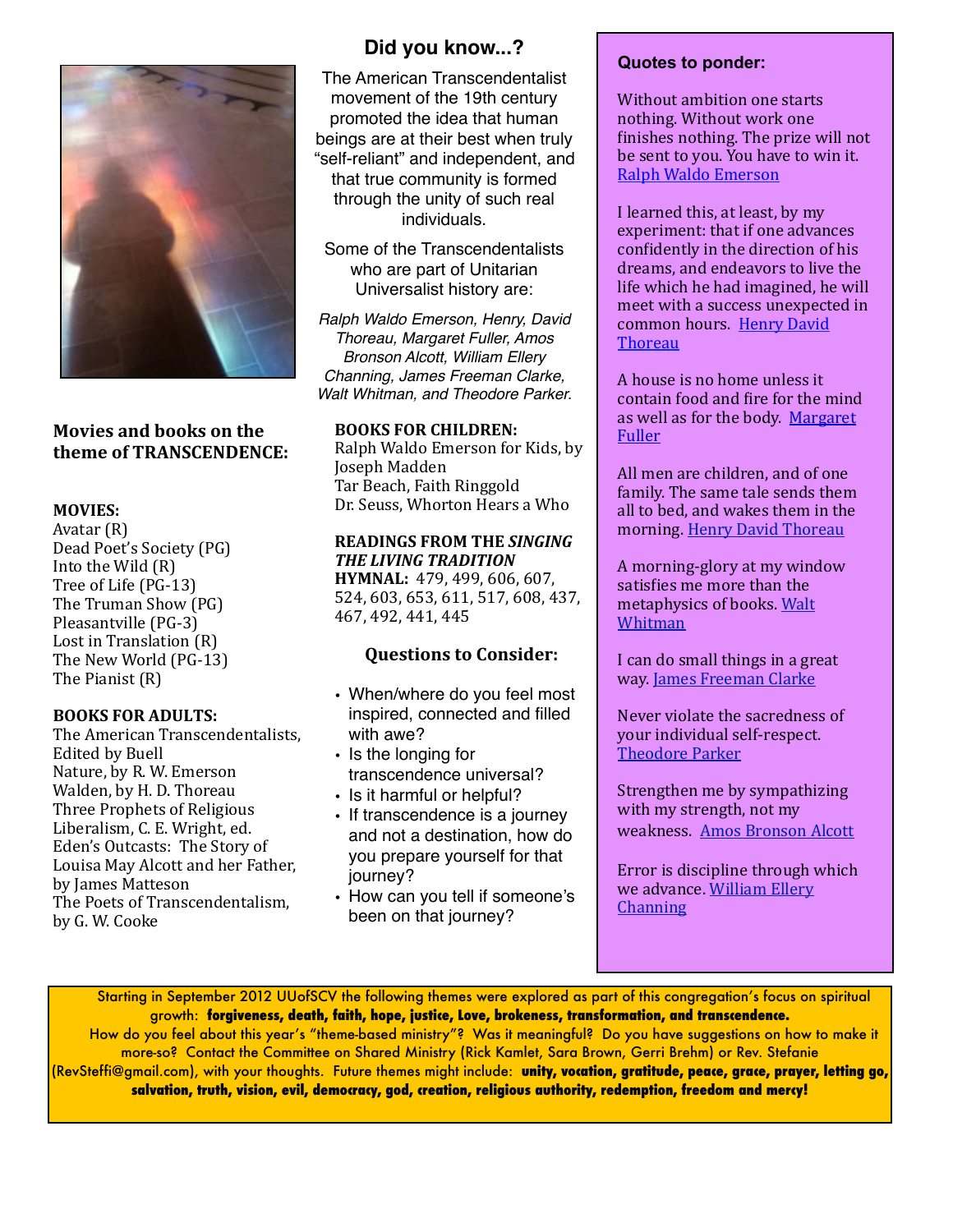## Did you know...?

The American Transcendentalist movement of the 19th century promoted the idea that human beings are at their best when truly "self-reliant" and independent, and that true community is formed through the unity of such real individuals.

Some of the Transcendentalists who are part of Unitarian Universalist history are:

*Ralph Waldo Emerson, Henry, David Thoreau, Margaret Fuller, Amos Bronson Alcott, William Ellery Channing, James Freeman Clarke, Walt Whitman, and Theodore Parker.*

### Movies and books on the theme of TRANSCENDENCE:

**MOVIES:**
Avatar (R)
Dead Poet's Society (PG)
Into the Wild (R)
Tree of Life (PG-13)
The Truman Show (PG)
Pleasantville (PG-3)
Lost in Translation (R)
The New World (PG-13)
The Pianist (R)

**BOOKS FOR ADULTS:**
The American Transcendentalists, Edited by Buell
Nature, by R. W. Emerson
Walden, by H. D. Thoreau
Three Prophets of Religious Liberalism, C. E. Wright, ed.
Eden's Outcasts: The Story of Louisa May Alcott and her Father, by James Matteson
The Poets of Transcendentalism, by G. W. Cooke

**BOOKS FOR CHILDREN:**
Ralph Waldo Emerson for Kids, by Joseph Madden
Tar Beach, Faith Ringgold
Dr. Seuss, Whorton Hears a Who

**READINGS FROM THE *SINGING THE LIVING TRADITION* HYMNAL:** 479, 499, 606, 607, 524, 603, 653, 611, 517, 608, 437, 467, 492, 441, 445

### Questions to Consider:

- When/where do you feel most inspired, connected and filled with awe?
- Is the longing for transcendence universal?
- Is it harmful or helpful?
- If transcendence is a journey and not a destination, how do you prepare yourself for that journey?
- How can you tell if someone's been on that journey?

### Quotes to ponder:

Without ambition one starts nothing. Without work one finishes nothing. The prize will not be sent to you. You have to win it. Ralph Waldo Emerson

I learned this, at least, by my experiment: that if one advances confidently in the direction of his dreams, and endeavors to live the life which he had imagined, he will meet with a success unexpected in common hours. Henry David Thoreau

A house is no home unless it contain food and fire for the mind as well as for the body. Margaret Fuller

All men are children, and of one family. The same tale sends them all to bed, and wakes them in the morning. Henry David Thoreau

A morning-glory at my window satisfies me more than the metaphysics of books. Walt Whitman

I can do small things in a great way. James Freeman Clarke

Never violate the sacredness of your individual self-respect. Theodore Parker

Strengthen me by sympathizing with my strength, not my weakness. Amos Bronson Alcott

Error is discipline through which we advance. William Ellery Channing

Starting in September 2012 UUofSCV the following themes were explored as part of this congregation's focus on spiritual growth: **forgiveness, death, faith, hope, justice, Love, brokeness, transformation, and transcendence.**

How do you feel about this year's "theme-based ministry"? Was it meaningful? Do you have suggestions on how to make it more-so? Contact the Committee on Shared Ministry (Rick Kamlet, Sara Brown, Gerri Brehm) or Rev. Stefanie (RevSteffi@gmail.com), with your thoughts. Future themes might include: **unity, vocation, gratitude, peace, grace, prayer, letting go, salvation, truth, vision, evil, democracy, god, creation, religious authority, redemption, freedom and mercy!**